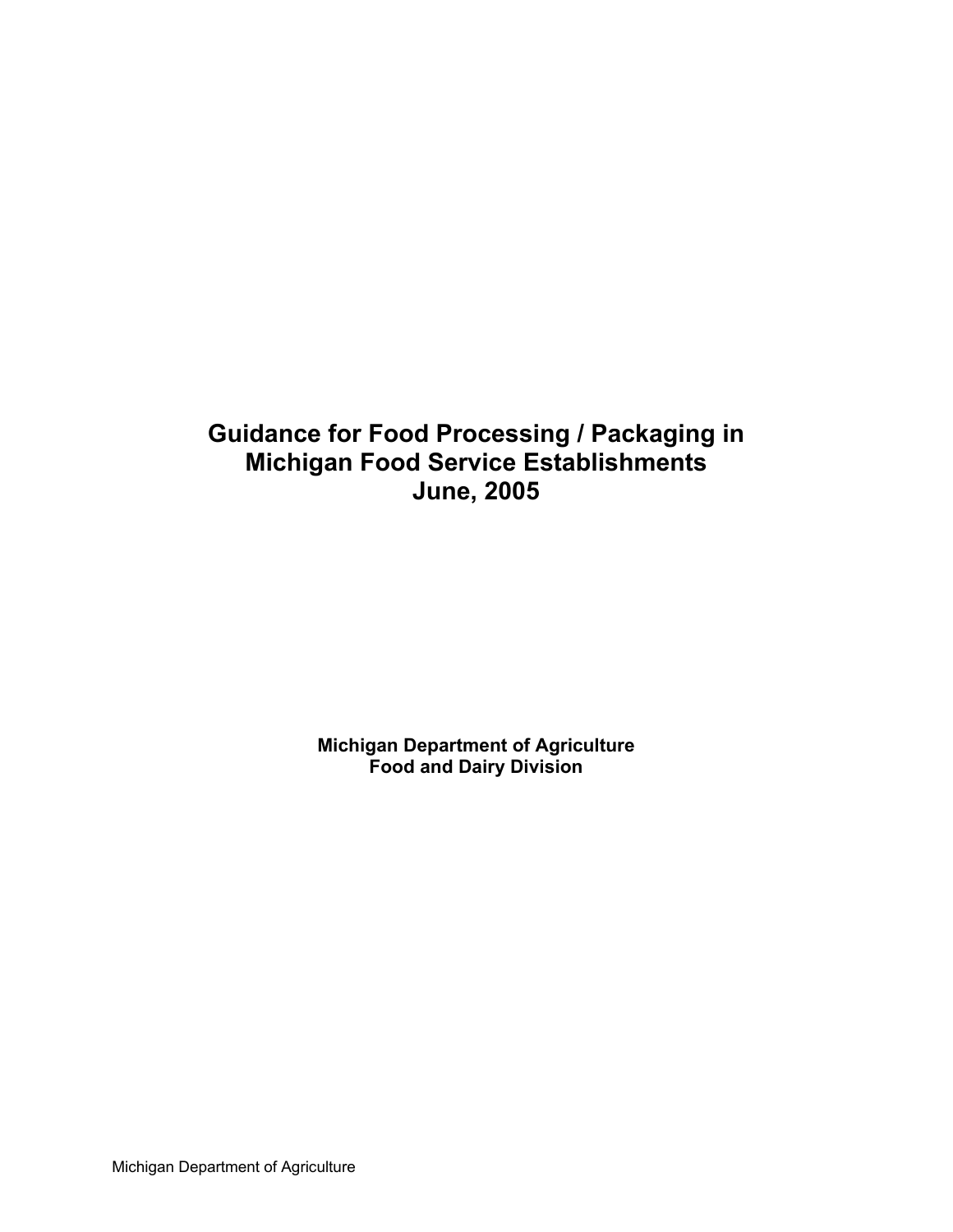# Guidance for Food Processing / Packaging in Michigan Food Service Establishments
# June, 2005

**Michigan Department of Agriculture**
**Food and Dairy Division**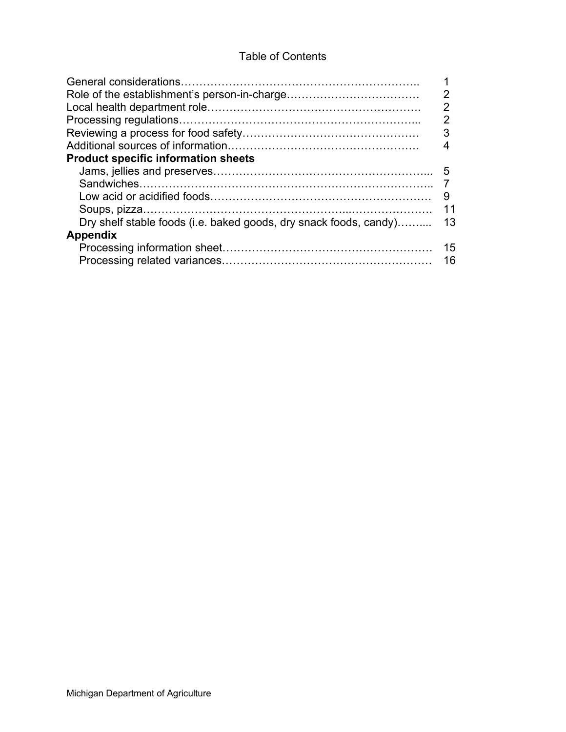# Table of Contents

| | |
|---|---|
| General considerations | 1 |
| Role of the establishment's person-in-charge | 2 |
| Local health department role | 2 |
| Processing regulations | 2 |
| Reviewing a process for food safety | 3 |
| Additional sources of information | 4 |
| **Product specific information sheets** | |
| Jams, jellies and preserves | 5 |
| Sandwiches | 7 |
| Low acid or acidified foods | 9 |
| Soups, pizza | 11 |
| Dry shelf stable foods (i.e. baked goods, dry snack foods, candy) | 13 |
| **Appendix** | |
| Processing information sheet | 15 |
| Processing related variances | 16 |

Michigan Department of Agriculture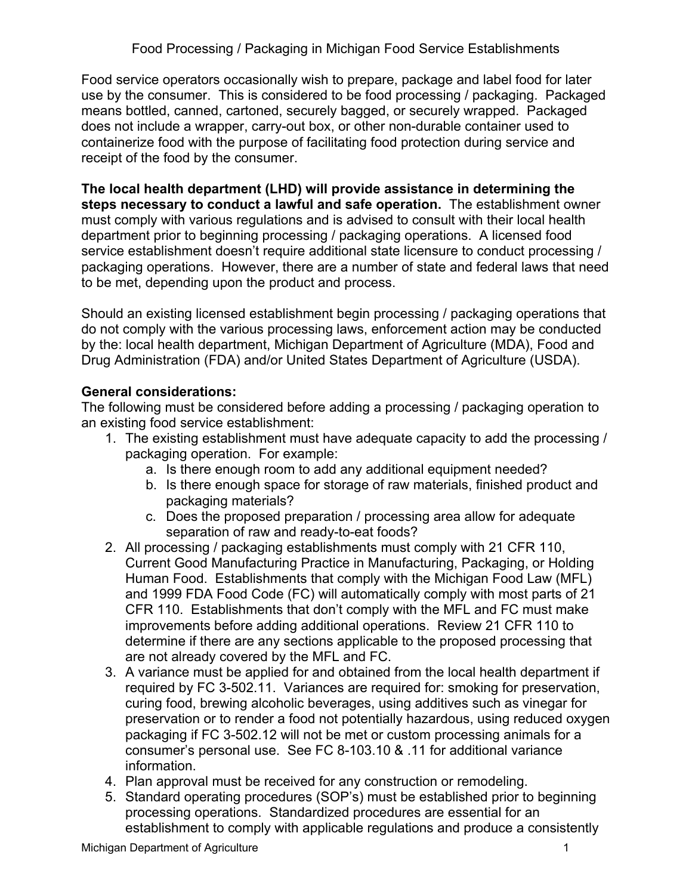Food Processing / Packaging in Michigan Food Service Establishments

Food service operators occasionally wish to prepare, package and label food for later use by the consumer. This is considered to be food processing / packaging. Packaged means bottled, canned, cartoned, securely bagged, or securely wrapped. Packaged does not include a wrapper, carry-out box, or other non-durable container used to containerize food with the purpose of facilitating food protection during service and receipt of the food by the consumer.

**The local health department (LHD) will provide assistance in determining the steps necessary to conduct a lawful and safe operation.** The establishment owner must comply with various regulations and is advised to consult with their local health department prior to beginning processing / packaging operations. A licensed food service establishment doesn't require additional state licensure to conduct processing / packaging operations. However, there are a number of state and federal laws that need to be met, depending upon the product and process.

Should an existing licensed establishment begin processing / packaging operations that do not comply with the various processing laws, enforcement action may be conducted by the: local health department, Michigan Department of Agriculture (MDA), Food and Drug Administration (FDA) and/or United States Department of Agriculture (USDA).

**General considerations:**

The following must be considered before adding a processing / packaging operation to an existing food service establishment:

1. The existing establishment must have adequate capacity to add the processing / packaging operation. For example:
   a. Is there enough room to add any additional equipment needed?
   b. Is there enough space for storage of raw materials, finished product and packaging materials?
   c. Does the proposed preparation / processing area allow for adequate separation of raw and ready-to-eat foods?
2. All processing / packaging establishments must comply with 21 CFR 110, Current Good Manufacturing Practice in Manufacturing, Packaging, or Holding Human Food. Establishments that comply with the Michigan Food Law (MFL) and 1999 FDA Food Code (FC) will automatically comply with most parts of 21 CFR 110. Establishments that don't comply with the MFL and FC must make improvements before adding additional operations. Review 21 CFR 110 to determine if there are any sections applicable to the proposed processing that are not already covered by the MFL and FC.
3. A variance must be applied for and obtained from the local health department if required by FC 3-502.11. Variances are required for: smoking for preservation, curing food, brewing alcoholic beverages, using additives such as vinegar for preservation or to render a food not potentially hazardous, using reduced oxygen packaging if FC 3-502.12 will not be met or custom processing animals for a consumer's personal use. See FC 8-103.10 & .11 for additional variance information.
4. Plan approval must be received for any construction or remodeling.
5. Standard operating procedures (SOP's) must be established prior to beginning processing operations. Standardized procedures are essential for an establishment to comply with applicable regulations and produce a consistently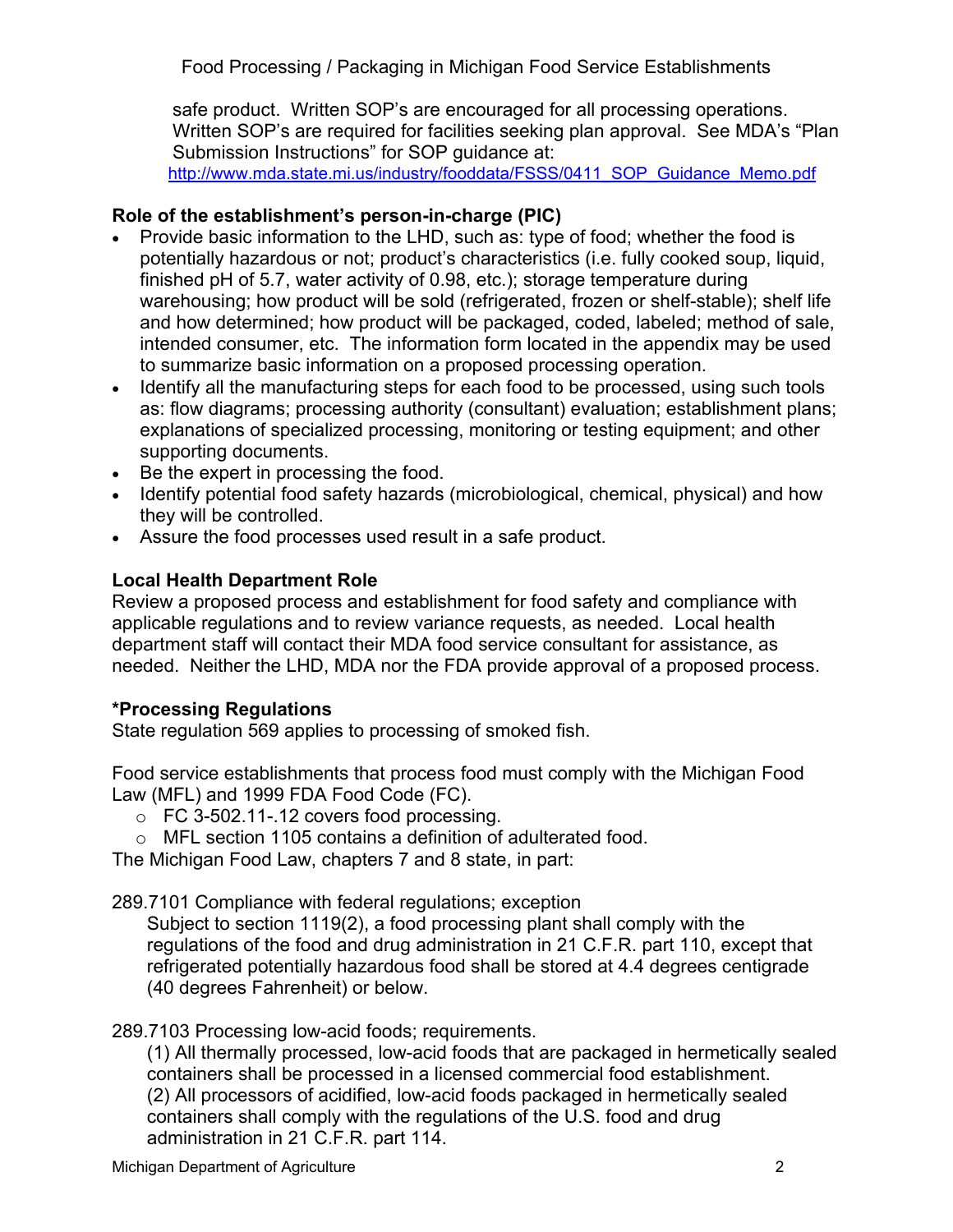safe product. Written SOP's are encouraged for all processing operations. Written SOP's are required for facilities seeking plan approval. See MDA's "Plan Submission Instructions" for SOP guidance at: [http://www.mda.state.mi.us/industry/fooddata/FSSS/0411_SOP_Guidance_Memo.pdf](http://www.mda.state.mi.us/industry/fooddata/FSSS/0411_SOP_Guidance_Memo.pdf)

**Role of the establishment's person-in-charge (PIC)**

- Provide basic information to the LHD, such as: type of food; whether the food is potentially hazardous or not; product's characteristics (i.e. fully cooked soup, liquid, finished pH of 5.7, water activity of 0.98, etc.); storage temperature during warehousing; how product will be sold (refrigerated, frozen or shelf-stable); shelf life and how determined; how product will be packaged, coded, labeled; method of sale, intended consumer, etc. The information form located in the appendix may be used to summarize basic information on a proposed processing operation.
- Identify all the manufacturing steps for each food to be processed, using such tools as: flow diagrams; processing authority (consultant) evaluation; establishment plans; explanations of specialized processing, monitoring or testing equipment; and other supporting documents.
- Be the expert in processing the food.
- Identify potential food safety hazards (microbiological, chemical, physical) and how they will be controlled.
- Assure the food processes used result in a safe product.

**Local Health Department Role**

Review a proposed process and establishment for food safety and compliance with applicable regulations and to review variance requests, as needed. Local health department staff will contact their MDA food service consultant for assistance, as needed. Neither the LHD, MDA nor the FDA provide approval of a proposed process.

**\*Processing Regulations**

State regulation 569 applies to processing of smoked fish.

Food service establishments that process food must comply with the Michigan Food Law (MFL) and 1999 FDA Food Code (FC).

- FC 3-502.11-.12 covers food processing.
- MFL section 1105 contains a definition of adulterated food.

The Michigan Food Law, chapters 7 and 8 state, in part:

289.7101 Compliance with federal regulations; exception

Subject to section 1119(2), a food processing plant shall comply with the regulations of the food and drug administration in 21 C.F.R. part 110, except that refrigerated potentially hazardous food shall be stored at 4.4 degrees centigrade (40 degrees Fahrenheit) or below.

289.7103 Processing low-acid foods; requirements.

(1) All thermally processed, low-acid foods that are packaged in hermetically sealed containers shall be processed in a licensed commercial food establishment.
(2) All processors of acidified, low-acid foods packaged in hermetically sealed containers shall comply with the regulations of the U.S. food and drug administration in 21 C.F.R. part 114.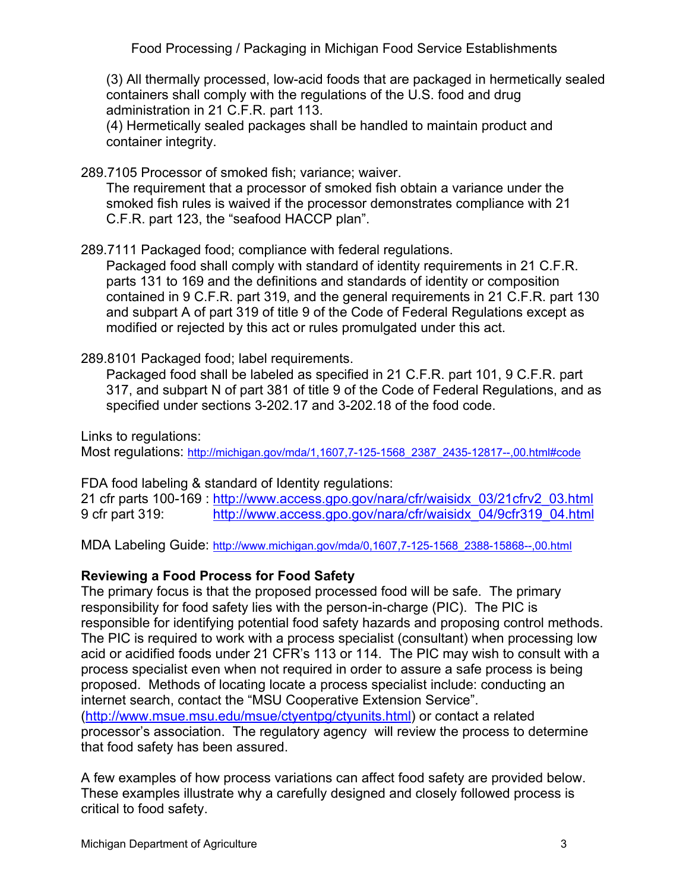(3) All thermally processed, low-acid foods that are packaged in hermetically sealed containers shall comply with the regulations of the U.S. food and drug administration in 21 C.F.R. part 113.

(4) Hermetically sealed packages shall be handled to maintain product and container integrity.

289.7105 Processor of smoked fish; variance; waiver.

The requirement that a processor of smoked fish obtain a variance under the smoked fish rules is waived if the processor demonstrates compliance with 21 C.F.R. part 123, the "seafood HACCP plan".

289.7111 Packaged food; compliance with federal regulations.

Packaged food shall comply with standard of identity requirements in 21 C.F.R. parts 131 to 169 and the definitions and standards of identity or composition contained in 9 C.F.R. part 319, and the general requirements in 21 C.F.R. part 130 and subpart A of part 319 of title 9 of the Code of Federal Regulations except as modified or rejected by this act or rules promulgated under this act.

289.8101 Packaged food; label requirements.

Packaged food shall be labeled as specified in 21 C.F.R. part 101, 9 C.F.R. part 317, and subpart N of part 381 of title 9 of the Code of Federal Regulations, and as specified under sections 3-202.17 and 3-202.18 of the food code.

Links to regulations:
Most regulations: http://michigan.gov/mda/1,1607,7-125-1568_2387_2435-12817--,00.html#code

FDA food labeling & standard of Identity regulations:
21 cfr parts 100-169 : http://www.access.gpo.gov/nara/cfr/waisidx_03/21cfrv2_03.html
9 cfr part 319: http://www.access.gpo.gov/nara/cfr/waisidx_04/9cfr319_04.html

MDA Labeling Guide: http://www.michigan.gov/mda/0,1607,7-125-1568_2388-15868--,00.html

## Reviewing a Food Process for Food Safety

The primary focus is that the proposed processed food will be safe. The primary responsibility for food safety lies with the person-in-charge (PIC). The PIC is responsible for identifying potential food safety hazards and proposing control methods. The PIC is required to work with a process specialist (consultant) when processing low acid or acidified foods under 21 CFR's 113 or 114. The PIC may wish to consult with a process specialist even when not required in order to assure a safe process is being proposed. Methods of locating locate a process specialist include: conducting an internet search, contact the "MSU Cooperative Extension Service". (http://www.msue.msu.edu/msue/ctyentpg/ctyunits.html) or contact a related processor's association. The regulatory agency will review the process to determine that food safety has been assured.

A few examples of how process variations can affect food safety are provided below. These examples illustrate why a carefully designed and closely followed process is critical to food safety.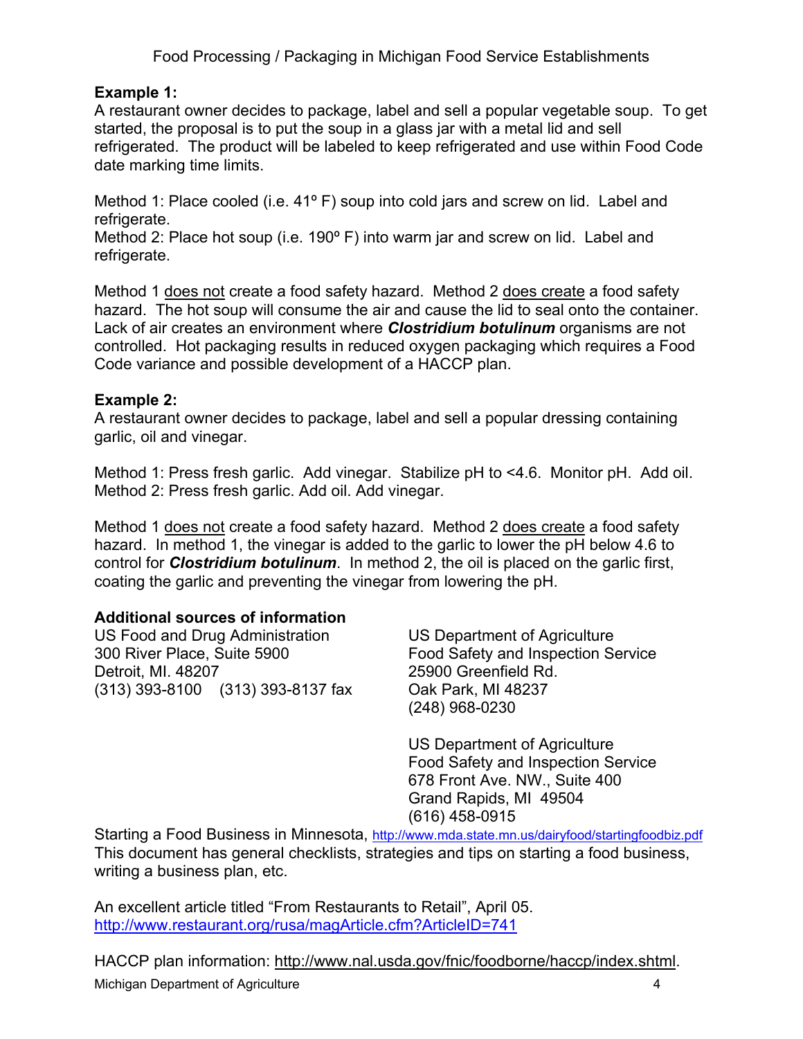**Example 1:**
A restaurant owner decides to package, label and sell a popular vegetable soup. To get started, the proposal is to put the soup in a glass jar with a metal lid and sell refrigerated. The product will be labeled to keep refrigerated and use within Food Code date marking time limits.

Method 1: Place cooled (i.e. 41º F) soup into cold jars and screw on lid. Label and refrigerate.
Method 2: Place hot soup (i.e. 190º F) into warm jar and screw on lid. Label and refrigerate.

Method 1 does not create a food safety hazard. Method 2 does create a food safety hazard. The hot soup will consume the air and cause the lid to seal onto the container. Lack of air creates an environment where ***Clostridium botulinum*** organisms are not controlled. Hot packaging results in reduced oxygen packaging which requires a Food Code variance and possible development of a HACCP plan.

**Example 2:**
A restaurant owner decides to package, label and sell a popular dressing containing garlic, oil and vinegar.

Method 1: Press fresh garlic. Add vinegar. Stabilize pH to <4.6. Monitor pH. Add oil.
Method 2: Press fresh garlic. Add oil. Add vinegar.

Method 1 does not create a food safety hazard. Method 2 does create a food safety hazard. In method 1, the vinegar is added to the garlic to lower the pH below 4.6 to control for ***Clostridium botulinum***. In method 2, the oil is placed on the garlic first, coating the garlic and preventing the vinegar from lowering the pH.

**Additional sources of information**

US Food and Drug Administration
300 River Place, Suite 5900
Detroit, MI. 48207
(313) 393-8100 (313) 393-8137 fax

US Department of Agriculture
Food Safety and Inspection Service
25900 Greenfield Rd.
Oak Park, MI 48237
(248) 968-0230

US Department of Agriculture
Food Safety and Inspection Service
678 Front Ave. NW., Suite 400
Grand Rapids, MI 49504
(616) 458-0915

Starting a Food Business in Minnesota, http://www.mda.state.mn.us/dairyfood/startingfoodbiz.pdf
This document has general checklists, strategies and tips on starting a food business, writing a business plan, etc.

An excellent article titled "From Restaurants to Retail", April 05.
http://www.restaurant.org/rusa/magArticle.cfm?ArticleID=741

HACCP plan information: http://www.nal.usda.gov/fnic/foodborne/haccp/index.shtml.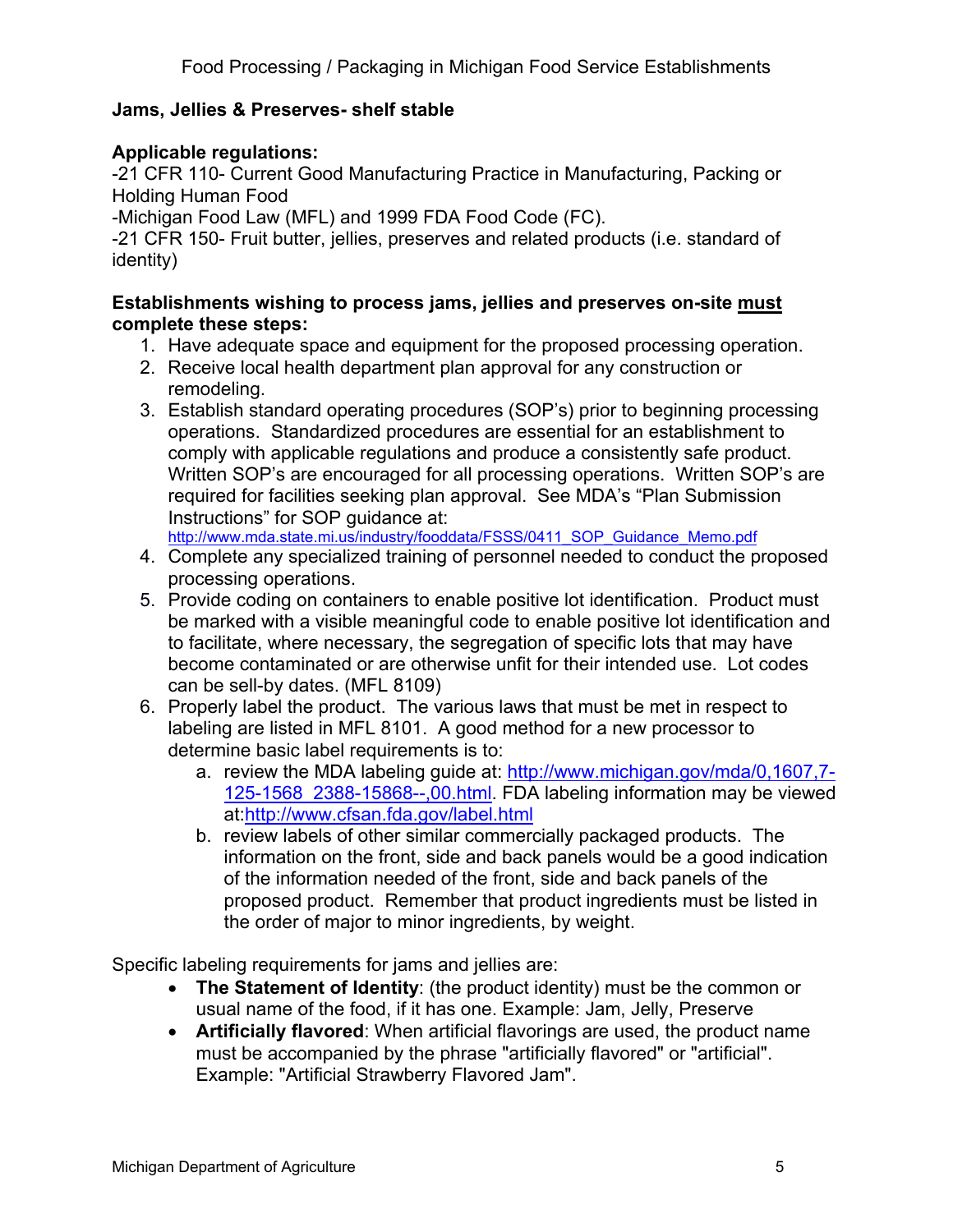## Jams, Jellies & Preserves- shelf stable

**Applicable regulations:**

-21 CFR 110- Current Good Manufacturing Practice in Manufacturing, Packing or Holding Human Food

-Michigan Food Law (MFL) and 1999 FDA Food Code (FC).

-21 CFR 150- Fruit butter, jellies, preserves and related products (i.e. standard of identity)

**Establishments wishing to process jams, jellies and preserves on-site must complete these steps:**

1. Have adequate space and equipment for the proposed processing operation.
2. Receive local health department plan approval for any construction or remodeling.
3. Establish standard operating procedures (SOP's) prior to beginning processing operations. Standardized procedures are essential for an establishment to comply with applicable regulations and produce a consistently safe product. Written SOP's are encouraged for all processing operations. Written SOP's are required for facilities seeking plan approval. See MDA's "Plan Submission Instructions" for SOP guidance at: http://www.mda.state.mi.us/industry/fooddata/FSSS/0411_SOP_Guidance_Memo.pdf
4. Complete any specialized training of personnel needed to conduct the proposed processing operations.
5. Provide coding on containers to enable positive lot identification. Product must be marked with a visible meaningful code to enable positive lot identification and to facilitate, where necessary, the segregation of specific lots that may have become contaminated or are otherwise unfit for their intended use. Lot codes can be sell-by dates. (MFL 8109)
6. Properly label the product. The various laws that must be met in respect to labeling are listed in MFL 8101. A good method for a new processor to determine basic label requirements is to:
   a. review the MDA labeling guide at: http://www.michigan.gov/mda/0,1607,7-125-1568_2388-15868--,00.html. FDA labeling information may be viewed at:http://www.cfsan.fda.gov/label.html
   b. review labels of other similar commercially packaged products. The information on the front, side and back panels would be a good indication of the information needed of the front, side and back panels of the proposed product. Remember that product ingredients must be listed in the order of major to minor ingredients, by weight.

Specific labeling requirements for jams and jellies are:

- **The Statement of Identity**: (the product identity) must be the common or usual name of the food, if it has one. Example: Jam, Jelly, Preserve
- **Artificially flavored**: When artificial flavorings are used, the product name must be accompanied by the phrase "artificially flavored" or "artificial". Example: "Artificial Strawberry Flavored Jam".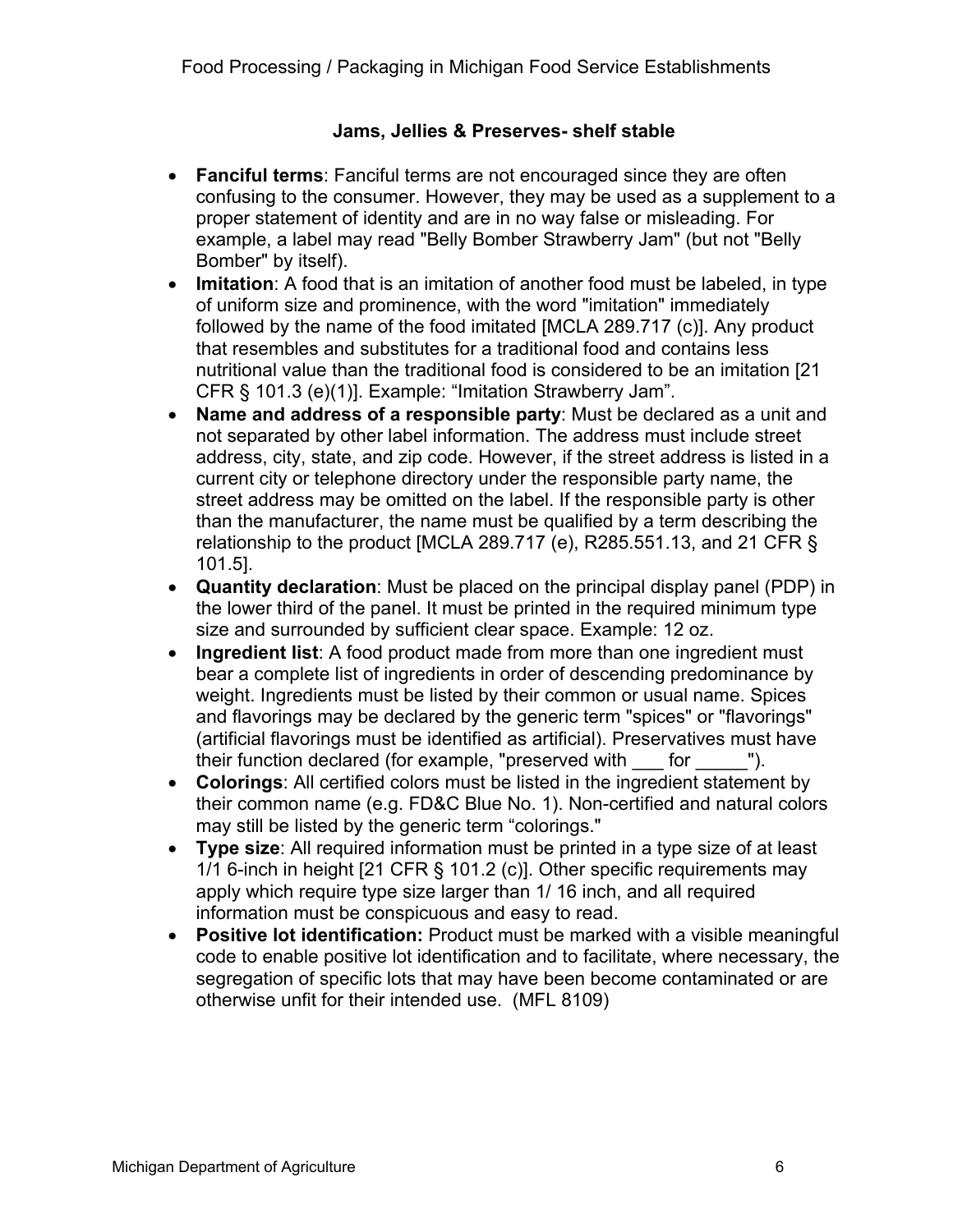### Jams, Jellies & Preserves- shelf stable

- **Fanciful terms**: Fanciful terms are not encouraged since they are often confusing to the consumer. However, they may be used as a supplement to a proper statement of identity and are in no way false or misleading. For example, a label may read "Belly Bomber Strawberry Jam" (but not "Belly Bomber" by itself).
- **Imitation**: A food that is an imitation of another food must be labeled, in type of uniform size and prominence, with the word "imitation" immediately followed by the name of the food imitated [MCLA 289.717 (c)]. Any product that resembles and substitutes for a traditional food and contains less nutritional value than the traditional food is considered to be an imitation [21 CFR § 101.3 (e)(1)]. Example: “Imitation Strawberry Jam”.
- **Name and address of a responsible party**: Must be declared as a unit and not separated by other label information. The address must include street address, city, state, and zip code. However, if the street address is listed in a current city or telephone directory under the responsible party name, the street address may be omitted on the label. If the responsible party is other than the manufacturer, the name must be qualified by a term describing the relationship to the product [MCLA 289.717 (e), R285.551.13, and 21 CFR § 101.5].
- **Quantity declaration**: Must be placed on the principal display panel (PDP) in the lower third of the panel. It must be printed in the required minimum type size and surrounded by sufficient clear space. Example: 12 oz.
- **Ingredient list**: A food product made from more than one ingredient must bear a complete list of ingredients in order of descending predominance by weight. Ingredients must be listed by their common or usual name. Spices and flavorings may be declared by the generic term "spices" or "flavorings" (artificial flavorings must be identified as artificial). Preservatives must have their function declared (for example, "preserved with ___ for _____").
- **Colorings**: All certified colors must be listed in the ingredient statement by their common name (e.g. FD&C Blue No. 1). Non-certified and natural colors may still be listed by the generic term “colorings."
- **Type size**: All required information must be printed in a type size of at least 1/1 6-inch in height [21 CFR § 101.2 (c)]. Other specific requirements may apply which require type size larger than 1/ 16 inch, and all required information must be conspicuous and easy to read.
- **Positive lot identification:** Product must be marked with a visible meaningful code to enable positive lot identification and to facilitate, where necessary, the segregation of specific lots that may have been become contaminated or are otherwise unfit for their intended use. (MFL 8109)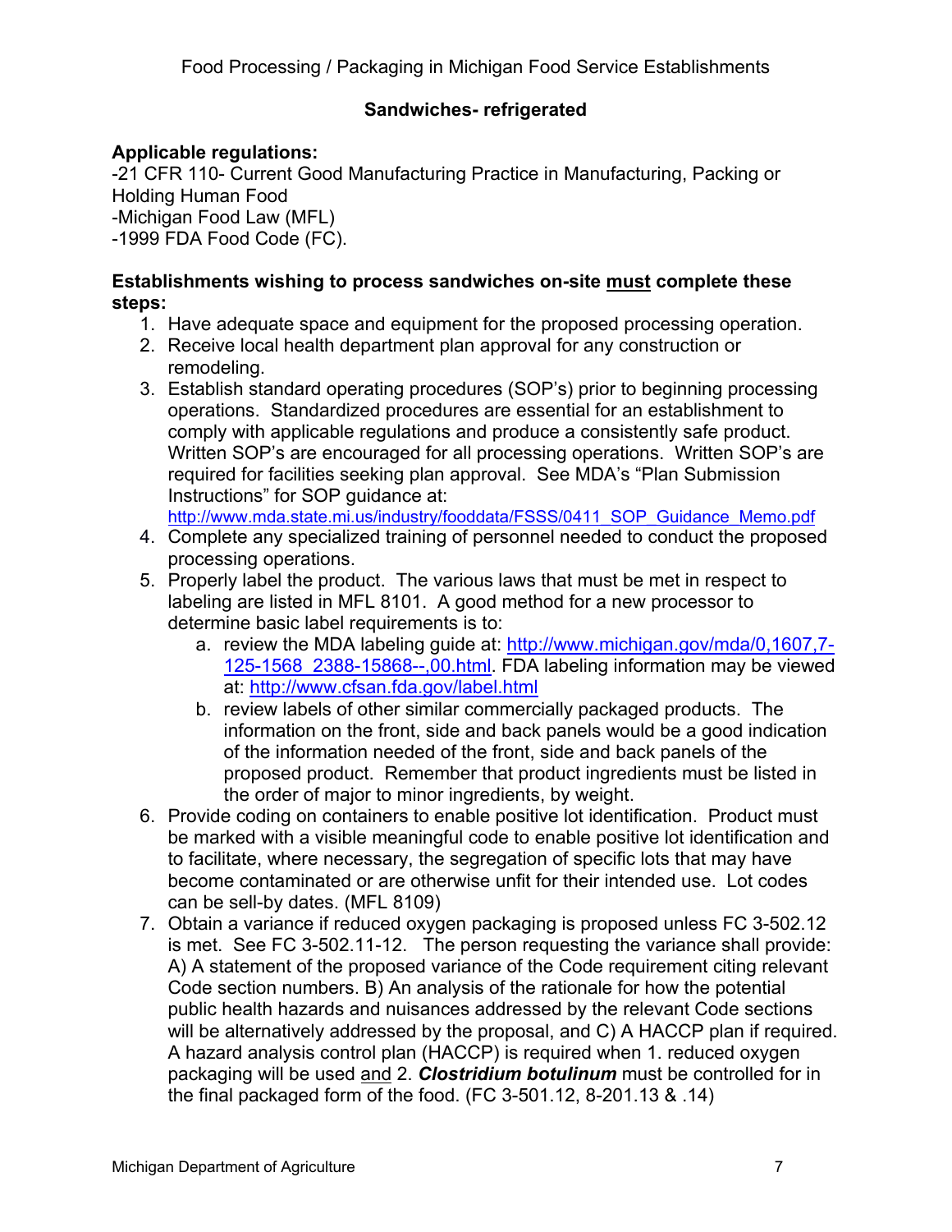Food Processing / Packaging in Michigan Food Service Establishments

## Sandwiches- refrigerated

**Applicable regulations:**
-21 CFR 110- Current Good Manufacturing Practice in Manufacturing, Packing or Holding Human Food
-Michigan Food Law (MFL)
-1999 FDA Food Code (FC).

**Establishments wishing to process sandwiches on-site must complete these steps:**

1. Have adequate space and equipment for the proposed processing operation.
2. Receive local health department plan approval for any construction or remodeling.
3. Establish standard operating procedures (SOP's) prior to beginning processing operations. Standardized procedures are essential for an establishment to comply with applicable regulations and produce a consistently safe product. Written SOP's are encouraged for all processing operations. Written SOP's are required for facilities seeking plan approval. See MDA's "Plan Submission Instructions" for SOP guidance at: http://www.mda.state.mi.us/industry/fooddata/FSSS/0411_SOP_Guidance_Memo.pdf
4. Complete any specialized training of personnel needed to conduct the proposed processing operations.
5. Properly label the product. The various laws that must be met in respect to labeling are listed in MFL 8101. A good method for a new processor to determine basic label requirements is to:
    a. review the MDA labeling guide at: http://www.michigan.gov/mda/0,1607,7-125-1568_2388-15868--,00.html. FDA labeling information may be viewed at: http://www.cfsan.fda.gov/label.html
    b. review labels of other similar commercially packaged products. The information on the front, side and back panels would be a good indication of the information needed of the front, side and back panels of the proposed product. Remember that product ingredients must be listed in the order of major to minor ingredients, by weight.
6. Provide coding on containers to enable positive lot identification. Product must be marked with a visible meaningful code to enable positive lot identification and to facilitate, where necessary, the segregation of specific lots that may have become contaminated or are otherwise unfit for their intended use. Lot codes can be sell-by dates. (MFL 8109)
7. Obtain a variance if reduced oxygen packaging is proposed unless FC 3-502.12 is met. See FC 3-502.11-12. The person requesting the variance shall provide: A) A statement of the proposed variance of the Code requirement citing relevant Code section numbers. B) An analysis of the rationale for how the potential public health hazards and nuisances addressed by the relevant Code sections will be alternatively addressed by the proposal, and C) A HACCP plan if required. A hazard analysis control plan (HACCP) is required when 1. reduced oxygen packaging will be used and 2. ***Clostridium botulinum*** must be controlled for in the final packaged form of the food. (FC 3-501.12, 8-201.13 & .14)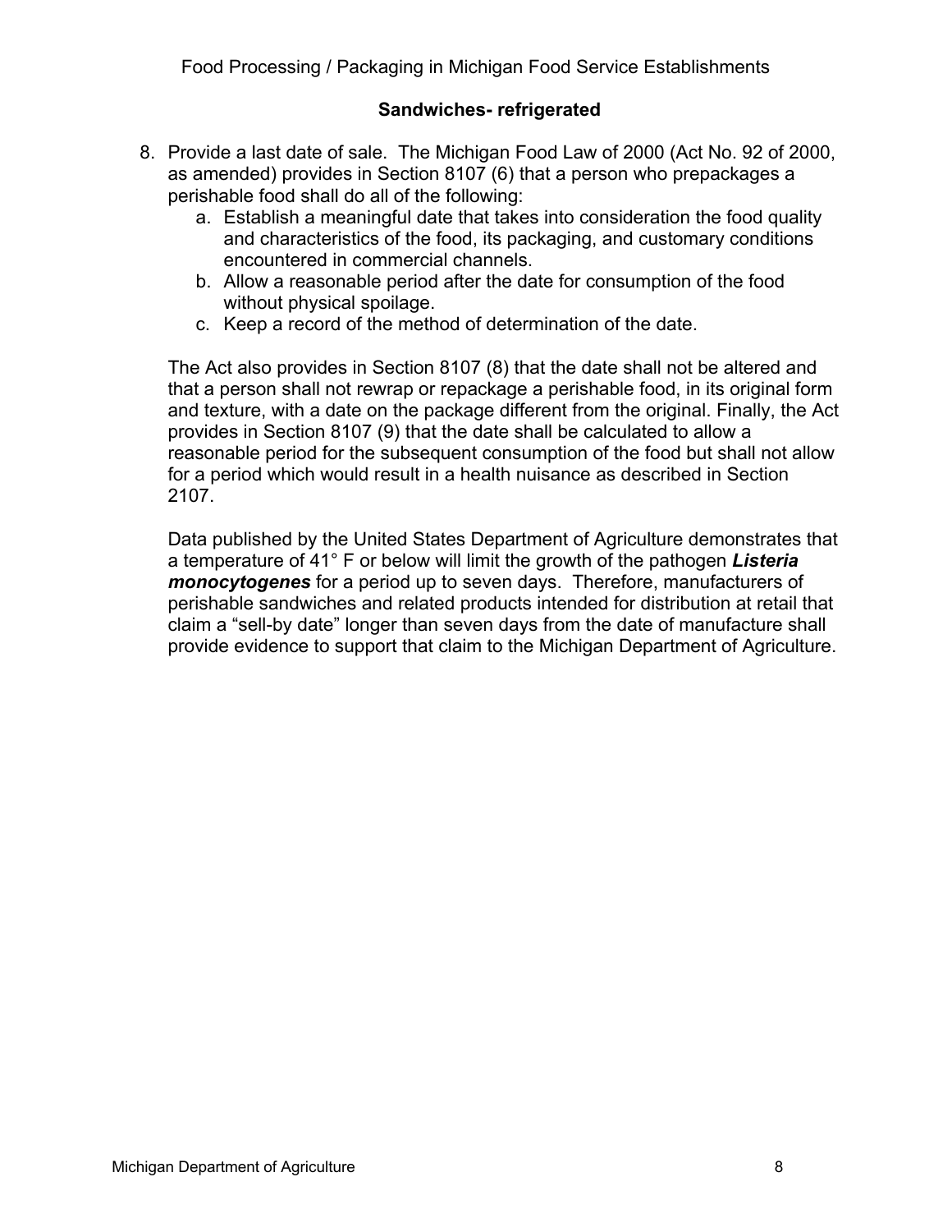## Sandwiches- refrigerated

8. Provide a last date of sale. The Michigan Food Law of 2000 (Act No. 92 of 2000, as amended) provides in Section 8107 (6) that a person who prepackages a perishable food shall do all of the following:
   a. Establish a meaningful date that takes into consideration the food quality and characteristics of the food, its packaging, and customary conditions encountered in commercial channels.
   b. Allow a reasonable period after the date for consumption of the food without physical spoilage.
   c. Keep a record of the method of determination of the date.

   The Act also provides in Section 8107 (8) that the date shall not be altered and that a person shall not rewrap or repackage a perishable food, in its original form and texture, with a date on the package different from the original. Finally, the Act provides in Section 8107 (9) that the date shall be calculated to allow a reasonable period for the subsequent consumption of the food but shall not allow for a period which would result in a health nuisance as described in Section 2107.

   Data published by the United States Department of Agriculture demonstrates that a temperature of 41° F or below will limit the growth of the pathogen ***Listeria monocytogenes*** for a period up to seven days. Therefore, manufacturers of perishable sandwiches and related products intended for distribution at retail that claim a "sell-by date" longer than seven days from the date of manufacture shall provide evidence to support that claim to the Michigan Department of Agriculture.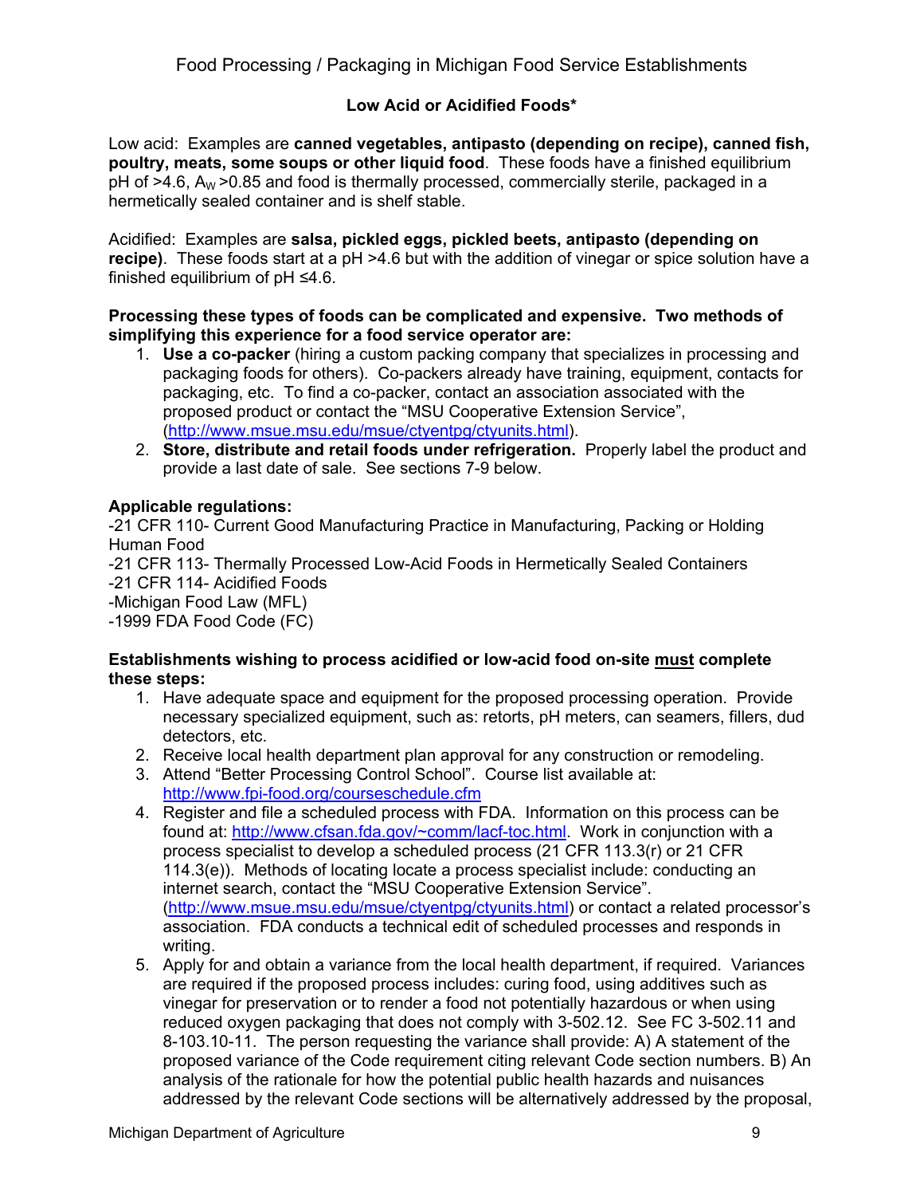## Low Acid or Acidified Foods*

Low acid: Examples are **canned vegetables, antipasto (depending on recipe), canned fish, poultry, meats, some soups or other liquid food**. These foods have a finished equilibrium pH of >4.6, $A_W$ >0.85 and food is thermally processed, commercially sterile, packaged in a hermetically sealed container and is shelf stable.

Acidified: Examples are **salsa, pickled eggs, pickled beets, antipasto (depending on recipe)**. These foods start at a pH >4.6 but with the addition of vinegar or spice solution have a finished equilibrium of pH ≤4.6.

**Processing these types of foods can be complicated and expensive. Two methods of simplifying this experience for a food service operator are:**

1. **Use a co-packer** (hiring a custom packing company that specializes in processing and packaging foods for others). Co-packers already have training, equipment, contacts for packaging, etc. To find a co-packer, contact an association associated with the proposed product or contact the "MSU Cooperative Extension Service", (http://www.msue.msu.edu/msue/ctyentpg/ctyunits.html).
2. **Store, distribute and retail foods under refrigeration.** Properly label the product and provide a last date of sale. See sections 7-9 below.

**Applicable regulations:**

-21 CFR 110- Current Good Manufacturing Practice in Manufacturing, Packing or Holding Human Food
-21 CFR 113- Thermally Processed Low-Acid Foods in Hermetically Sealed Containers
-21 CFR 114- Acidified Foods
-Michigan Food Law (MFL)
-1999 FDA Food Code (FC)

**Establishments wishing to process acidified or low-acid food on-site <u>must</u> complete these steps:**

1. Have adequate space and equipment for the proposed processing operation. Provide necessary specialized equipment, such as: retorts, pH meters, can seamers, fillers, dud detectors, etc.
2. Receive local health department plan approval for any construction or remodeling.
3. Attend "Better Processing Control School". Course list available at: http://www.fpi-food.org/courseschedule.cfm
4. Register and file a scheduled process with FDA. Information on this process can be found at: http://www.cfsan.fda.gov/~comm/lacf-toc.html. Work in conjunction with a process specialist to develop a scheduled process (21 CFR 113.3(r) or 21 CFR 114.3(e)). Methods of locating locate a process specialist include: conducting an internet search, contact the "MSU Cooperative Extension Service". (http://www.msue.msu.edu/msue/ctyentpg/ctyunits.html) or contact a related processor's association. FDA conducts a technical edit of scheduled processes and responds in writing.
5. Apply for and obtain a variance from the local health department, if required. Variances are required if the proposed process includes: curing food, using additives such as vinegar for preservation or to render a food not potentially hazardous or when using reduced oxygen packaging that does not comply with 3-502.12. See FC 3-502.11 and 8-103.10-11. The person requesting the variance shall provide: A) A statement of the proposed variance of the Code requirement citing relevant Code section numbers. B) An analysis of the rationale for how the potential public health hazards and nuisances addressed by the relevant Code sections will be alternatively addressed by the proposal,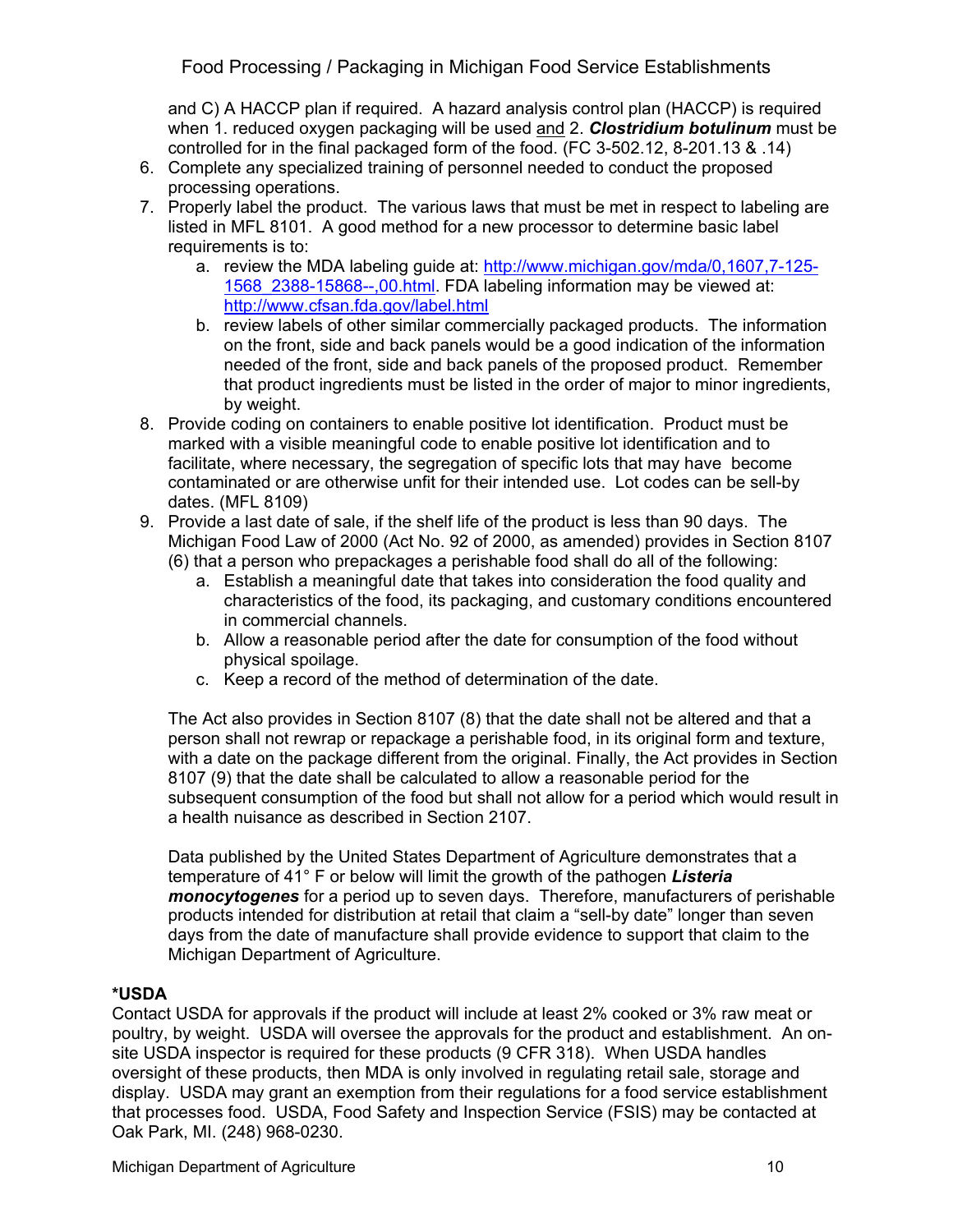and C) A HACCP plan if required. A hazard analysis control plan (HACCP) is required when 1. reduced oxygen packaging will be used and 2. ***Clostridium botulinum*** must be controlled for in the final packaged form of the food. (FC 3-502.12, 8-201.13 & .14)

6. Complete any specialized training of personnel needed to conduct the proposed processing operations.
7. Properly label the product. The various laws that must be met in respect to labeling are listed in MFL 8101. A good method for a new processor to determine basic label requirements is to:
   a. review the MDA labeling guide at: [http://www.michigan.gov/mda/0,1607,7-125-1568_2388-15868--,00.html](http://www.michigan.gov/mda/0,1607,7-125-1568_2388-15868--,00.html). FDA labeling information may be viewed at: [http://www.cfsan.fda.gov/label.html](http://www.cfsan.fda.gov/label.html)
   b. review labels of other similar commercially packaged products. The information on the front, side and back panels would be a good indication of the information needed of the front, side and back panels of the proposed product. Remember that product ingredients must be listed in the order of major to minor ingredients, by weight.
8. Provide coding on containers to enable positive lot identification. Product must be marked with a visible meaningful code to enable positive lot identification and to facilitate, where necessary, the segregation of specific lots that may have become contaminated or are otherwise unfit for their intended use. Lot codes can be sell-by dates. (MFL 8109)
9. Provide a last date of sale, if the shelf life of the product is less than 90 days. The Michigan Food Law of 2000 (Act No. 92 of 2000, as amended) provides in Section 8107 (6) that a person who prepackages a perishable food shall do all of the following:
   a. Establish a meaningful date that takes into consideration the food quality and characteristics of the food, its packaging, and customary conditions encountered in commercial channels.
   b. Allow a reasonable period after the date for consumption of the food without physical spoilage.
   c. Keep a record of the method of determination of the date.

   The Act also provides in Section 8107 (8) that the date shall not be altered and that a person shall not rewrap or repackage a perishable food, in its original form and texture, with a date on the package different from the original. Finally, the Act provides in Section 8107 (9) that the date shall be calculated to allow a reasonable period for the subsequent consumption of the food but shall not allow for a period which would result in a health nuisance as described in Section 2107.

   Data published by the United States Department of Agriculture demonstrates that a temperature of 41° F or below will limit the growth of the pathogen ***Listeria monocytogenes*** for a period up to seven days. Therefore, manufacturers of perishable products intended for distribution at retail that claim a "sell-by date" longer than seven days from the date of manufacture shall provide evidence to support that claim to the Michigan Department of Agriculture.

**\*USDA**

Contact USDA for approvals if the product will include at least 2% cooked or 3% raw meat or poultry, by weight. USDA will oversee the approvals for the product and establishment. An on-site USDA inspector is required for these products (9 CFR 318). When USDA handles oversight of these products, then MDA is only involved in regulating retail sale, storage and display. USDA may grant an exemption from their regulations for a food service establishment that processes food. USDA, Food Safety and Inspection Service (FSIS) may be contacted at Oak Park, MI. (248) 968-0230.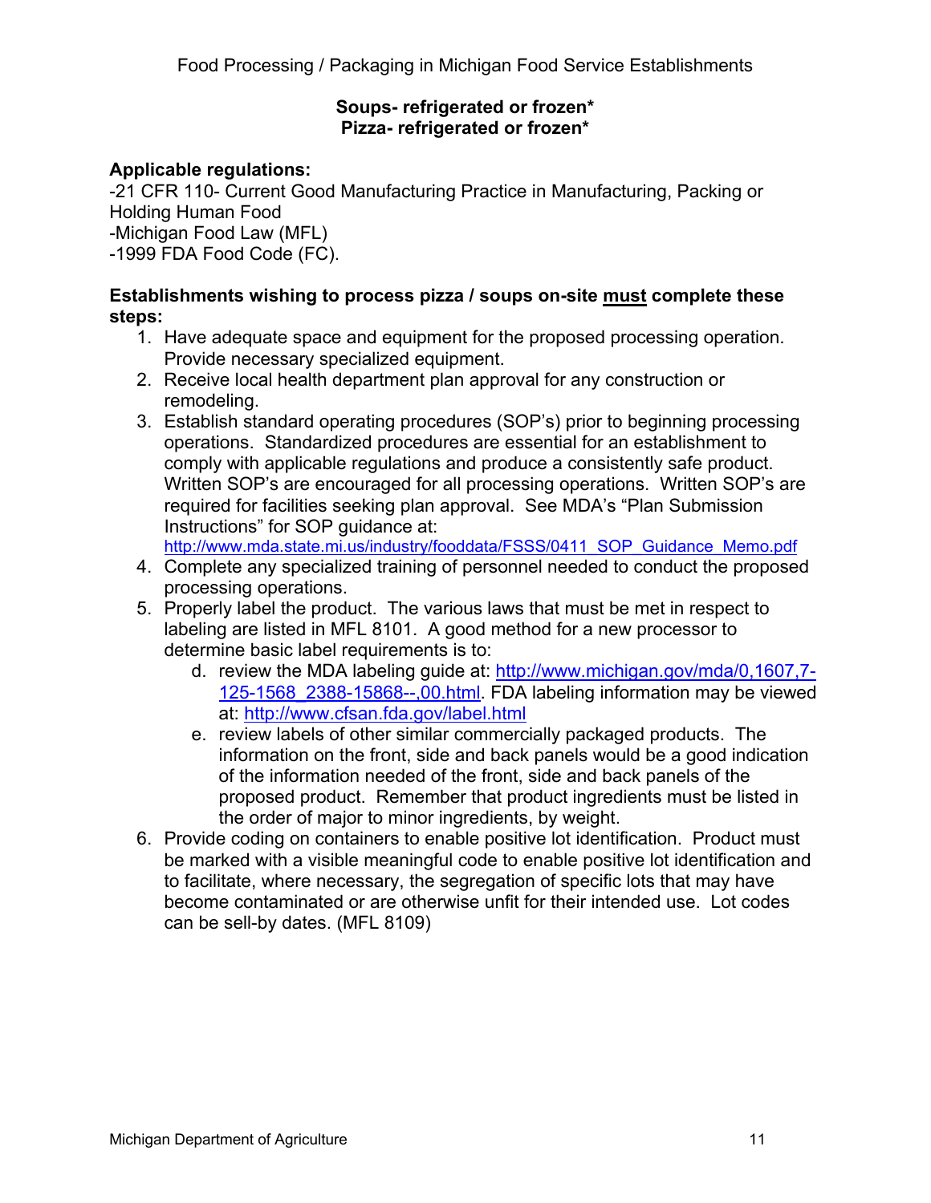**Soups- refrigerated or frozen***
**Pizza- refrigerated or frozen***

**Applicable regulations:**
-21 CFR 110- Current Good Manufacturing Practice in Manufacturing, Packing or Holding Human Food
-Michigan Food Law (MFL)
-1999 FDA Food Code (FC).

**Establishments wishing to process pizza / soups on-site must complete these steps:**

1. Have adequate space and equipment for the proposed processing operation. Provide necessary specialized equipment.
2. Receive local health department plan approval for any construction or remodeling.
3. Establish standard operating procedures (SOP's) prior to beginning processing operations. Standardized procedures are essential for an establishment to comply with applicable regulations and produce a consistently safe product. Written SOP's are encouraged for all processing operations. Written SOP's are required for facilities seeking plan approval. See MDA's "Plan Submission Instructions" for SOP guidance at: http://www.mda.state.mi.us/industry/fooddata/FSSS/0411_SOP_Guidance_Memo.pdf
4. Complete any specialized training of personnel needed to conduct the proposed processing operations.
5. Properly label the product. The various laws that must be met in respect to labeling are listed in MFL 8101. A good method for a new processor to determine basic label requirements is to:
   d. review the MDA labeling guide at: http://www.michigan.gov/mda/0,1607,7-125-1568_2388-15868--,00.html. FDA labeling information may be viewed at: http://www.cfsan.fda.gov/label.html
   e. review labels of other similar commercially packaged products. The information on the front, side and back panels would be a good indication of the information needed of the front, side and back panels of the proposed product. Remember that product ingredients must be listed in the order of major to minor ingredients, by weight.
6. Provide coding on containers to enable positive lot identification. Product must be marked with a visible meaningful code to enable positive lot identification and to facilitate, where necessary, the segregation of specific lots that may have become contaminated or are otherwise unfit for their intended use. Lot codes can be sell-by dates. (MFL 8109)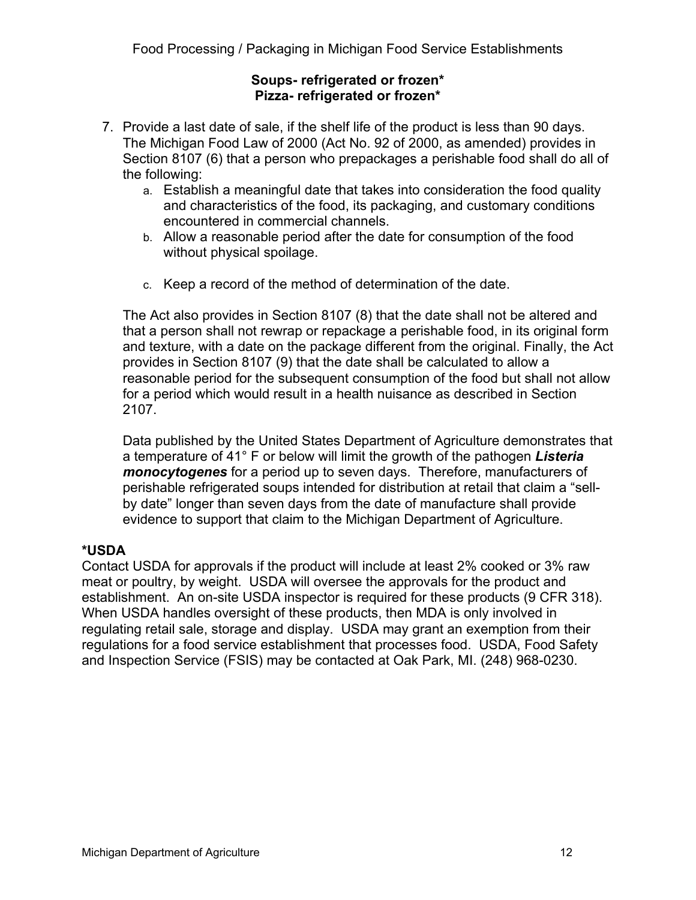**Soups- refrigerated or frozen***
**Pizza- refrigerated or frozen***

7. Provide a last date of sale, if the shelf life of the product is less than 90 days. The Michigan Food Law of 2000 (Act No. 92 of 2000, as amended) provides in Section 8107 (6) that a person who prepackages a perishable food shall do all of the following:
   a. Establish a meaningful date that takes into consideration the food quality and characteristics of the food, its packaging, and customary conditions encountered in commercial channels.
   b. Allow a reasonable period after the date for consumption of the food without physical spoilage.
   c. Keep a record of the method of determination of the date.

   The Act also provides in Section 8107 (8) that the date shall not be altered and that a person shall not rewrap or repackage a perishable food, in its original form and texture, with a date on the package different from the original. Finally, the Act provides in Section 8107 (9) that the date shall be calculated to allow a reasonable period for the subsequent consumption of the food but shall not allow for a period which would result in a health nuisance as described in Section 2107.

   Data published by the United States Department of Agriculture demonstrates that a temperature of 41° F or below will limit the growth of the pathogen ***Listeria monocytogenes*** for a period up to seven days. Therefore, manufacturers of perishable refrigerated soups intended for distribution at retail that claim a "sell-by date" longer than seven days from the date of manufacture shall provide evidence to support that claim to the Michigan Department of Agriculture.

**\*USDA**
Contact USDA for approvals if the product will include at least 2% cooked or 3% raw meat or poultry, by weight. USDA will oversee the approvals for the product and establishment. An on-site USDA inspector is required for these products (9 CFR 318). When USDA handles oversight of these products, then MDA is only involved in regulating retail sale, storage and display. USDA may grant an exemption from their regulations for a food service establishment that processes food. USDA, Food Safety and Inspection Service (FSIS) may be contacted at Oak Park, MI. (248) 968-0230.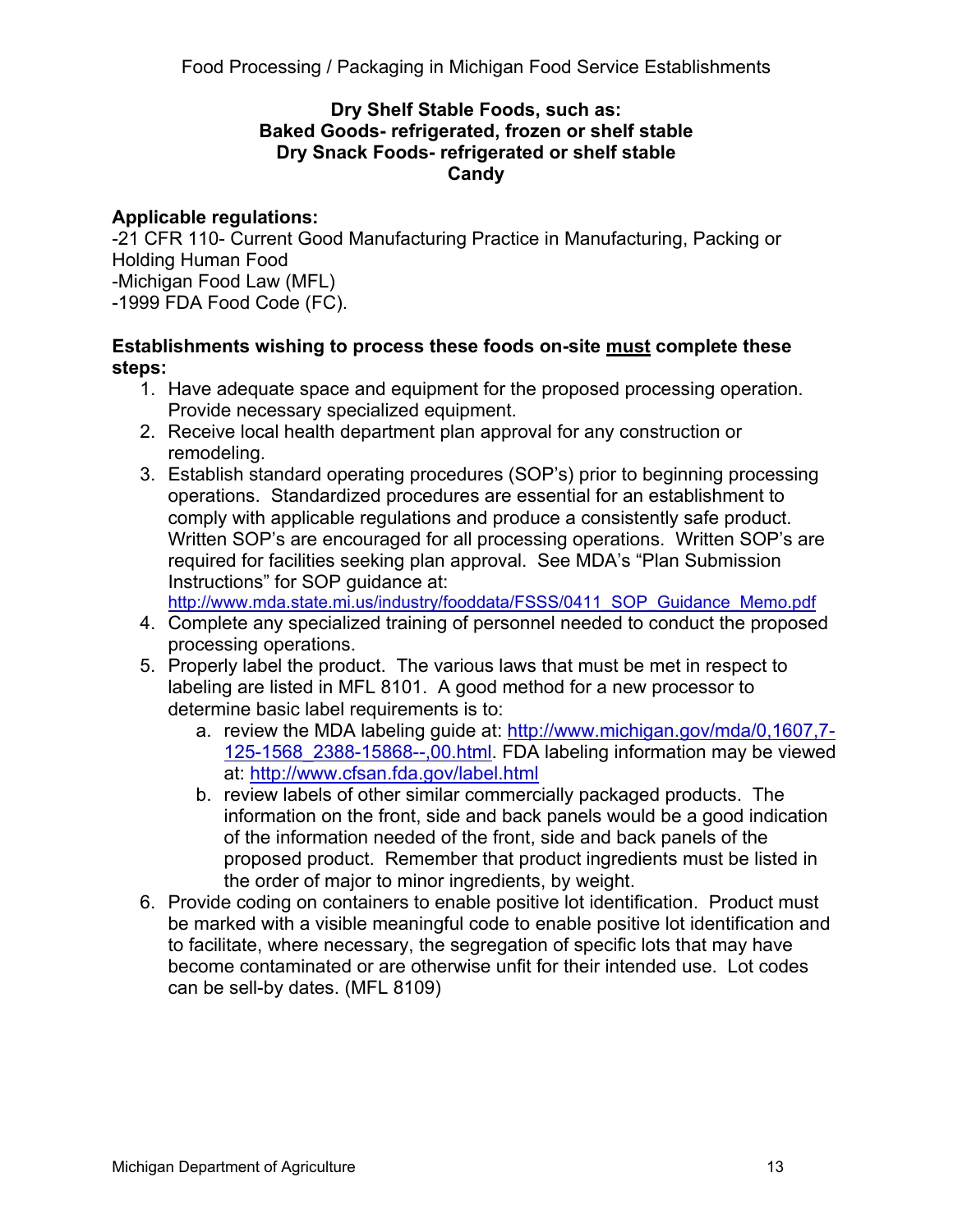### Dry Shelf Stable Foods, such as:
### Baked Goods- refrigerated, frozen or shelf stable
### Dry Snack Foods- refrigerated or shelf stable
### Candy

**Applicable regulations:**

-21 CFR 110- Current Good Manufacturing Practice in Manufacturing, Packing or Holding Human Food
-Michigan Food Law (MFL)
-1999 FDA Food Code (FC).

**Establishments wishing to process these foods on-site <u>must</u> complete these steps:**

1. Have adequate space and equipment for the proposed processing operation. Provide necessary specialized equipment.
2. Receive local health department plan approval for any construction or remodeling.
3. Establish standard operating procedures (SOP's) prior to beginning processing operations. Standardized procedures are essential for an establishment to comply with applicable regulations and produce a consistently safe product. Written SOP's are encouraged for all processing operations. Written SOP's are required for facilities seeking plan approval. See MDA's "Plan Submission Instructions" for SOP guidance at: http://www.mda.state.mi.us/industry/fooddata/FSSS/0411_SOP_Guidance_Memo.pdf
4. Complete any specialized training of personnel needed to conduct the proposed processing operations.
5. Properly label the product. The various laws that must be met in respect to labeling are listed in MFL 8101. A good method for a new processor to determine basic label requirements is to:
   a. review the MDA labeling guide at: http://www.michigan.gov/mda/0,1607,7-125-1568_2388-15868--,00.html. FDA labeling information may be viewed at: http://www.cfsan.fda.gov/label.html
   b. review labels of other similar commercially packaged products. The information on the front, side and back panels would be a good indication of the information needed of the front, side and back panels of the proposed product. Remember that product ingredients must be listed in the order of major to minor ingredients, by weight.
6. Provide coding on containers to enable positive lot identification. Product must be marked with a visible meaningful code to enable positive lot identification and to facilitate, where necessary, the segregation of specific lots that may have become contaminated or are otherwise unfit for their intended use. Lot codes can be sell-by dates. (MFL 8109)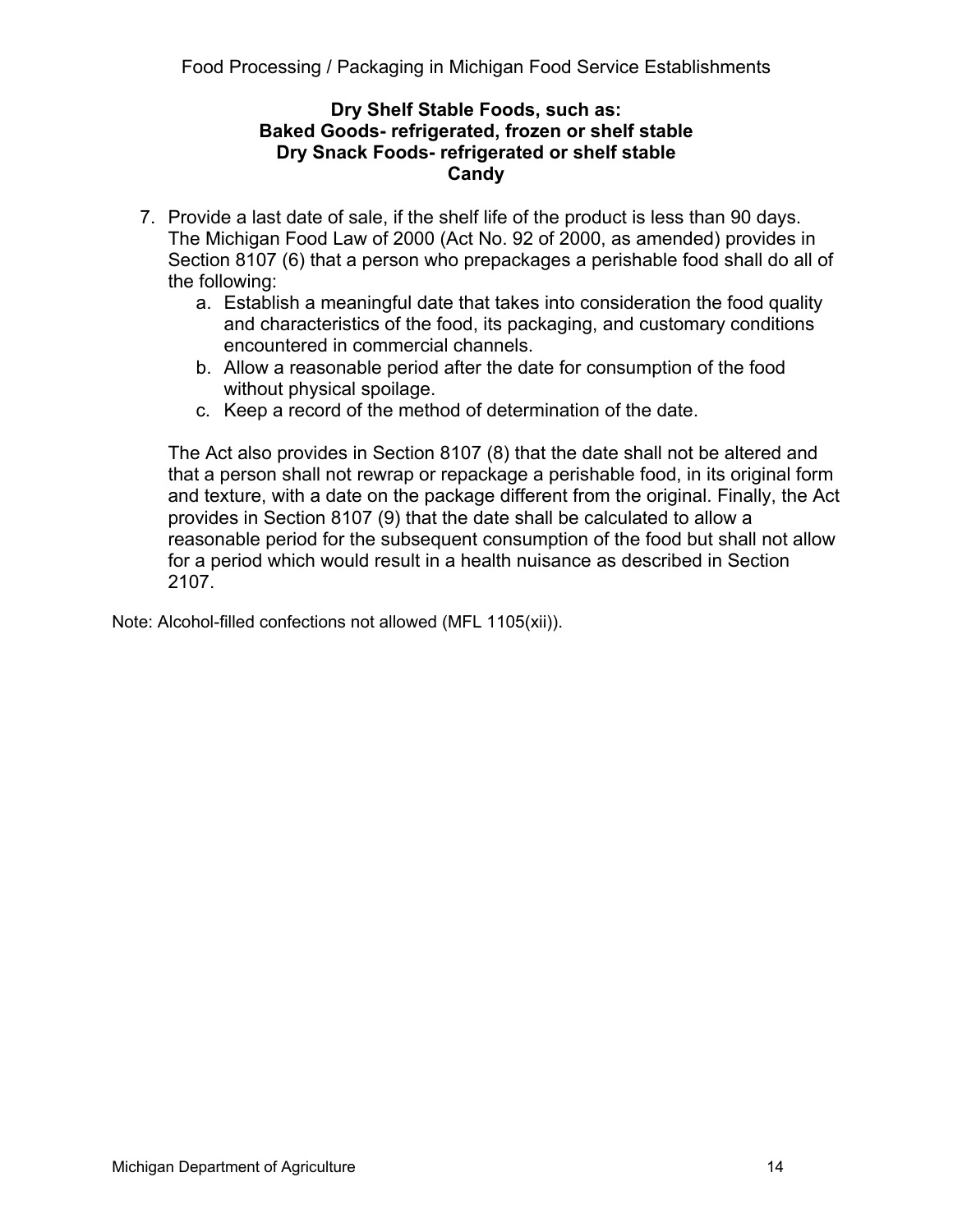**Dry Shelf Stable Foods, such as:**
**Baked Goods- refrigerated, frozen or shelf stable**
**Dry Snack Foods- refrigerated or shelf stable**
**Candy**

7. Provide a last date of sale, if the shelf life of the product is less than 90 days. The Michigan Food Law of 2000 (Act No. 92 of 2000, as amended) provides in Section 8107 (6) that a person who prepackages a perishable food shall do all of the following:
   a. Establish a meaningful date that takes into consideration the food quality and characteristics of the food, its packaging, and customary conditions encountered in commercial channels.
   b. Allow a reasonable period after the date for consumption of the food without physical spoilage.
   c. Keep a record of the method of determination of the date.

   The Act also provides in Section 8107 (8) that the date shall not be altered and that a person shall not rewrap or repackage a perishable food, in its original form and texture, with a date on the package different from the original. Finally, the Act provides in Section 8107 (9) that the date shall be calculated to allow a reasonable period for the subsequent consumption of the food but shall not allow for a period which would result in a health nuisance as described in Section 2107.

Note: Alcohol-filled confections not allowed (MFL 1105(xii)).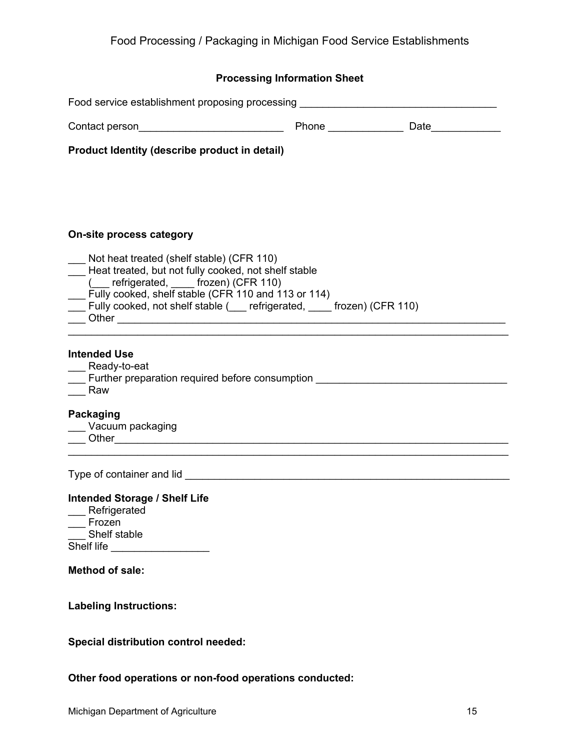Food Processing / Packaging in Michigan Food Service Establishments

## Processing Information Sheet

Food service establishment proposing processing ___________________________________

Contact person_________________________ Phone _____________ Date____________

**Product Identity (describe product in detail)**

**On-site process category**

___ Not heat treated (shelf stable) (CFR 110)
___ Heat treated, but not fully cooked, not shelf stable
(___ refrigerated, ____ frozen) (CFR 110)
___ Fully cooked, shelf stable (CFR 110 and 113 or 114)
___ Fully cooked, not shelf stable (___ refrigerated, ____ frozen) (CFR 110)
___ Other ________________________________________________________________________
__________________________________________________________________________________

**Intended Use**
___ Ready-to-eat
___ Further preparation required before consumption _________________________________
___ Raw

**Packaging**
___ Vacuum packaging
___ Other_________________________________________________________________________
__________________________________________________________________________________

Type of container and lid __________________________________________________________

**Intended Storage / Shelf Life**
___ Refrigerated
___ Frozen
___ Shelf stable
Shelf life _________________

**Method of sale:**

**Labeling Instructions:**

**Special distribution control needed:**

**Other food operations or non-food operations conducted:**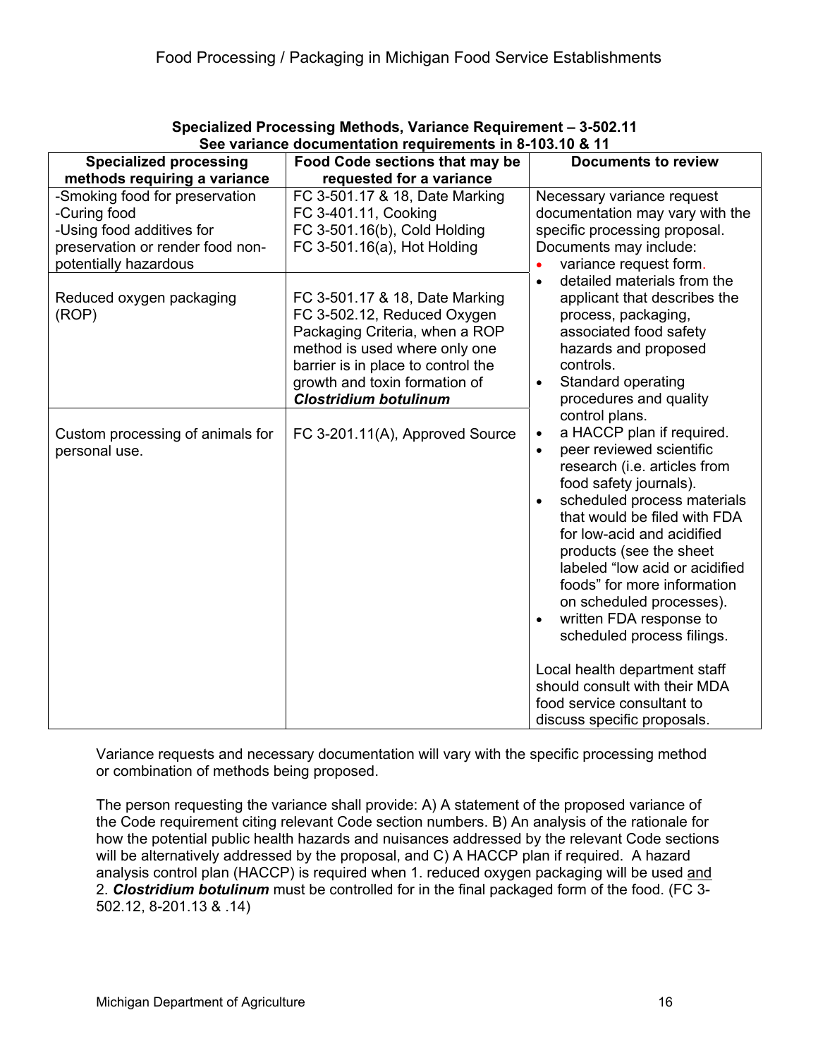Food Processing / Packaging in Michigan Food Service Establishments

**Specialized Processing Methods, Variance Requirement – 3-502.11**
**See variance documentation requirements in 8-103.10 & 11**

| Specialized processing methods requiring a variance | Food Code sections that may be requested for a variance | Documents to review |
|---|---|---|
| -Smoking food for preservation<br>-Curing food<br>-Using food additives for preservation or render food non-potentially hazardous | FC 3-501.17 & 18, Date Marking<br>FC 3-401.11, Cooking<br>FC 3-501.16(b), Cold Holding<br>FC 3-501.16(a), Hot Holding | Necessary variance request documentation may vary with the specific processing proposal. Documents may include:<br>• variance request form.<br>• detailed materials from the applicant that describes the process, packaging, associated food safety hazards and proposed controls.<br>• Standard operating procedures and quality control plans.<br>• a HACCP plan if required.<br>• peer reviewed scientific research (i.e. articles from food safety journals).<br>• scheduled process materials that would be filed with FDA for low-acid and acidified products (see the sheet labeled "low acid or acidified foods" for more information on scheduled processes).<br>• written FDA response to scheduled process filings.<br><br>Local health department staff should consult with their MDA food service consultant to discuss specific proposals. |
| Reduced oxygen packaging (ROP) | FC 3-501.17 & 18, Date Marking<br>FC 3-502.12, Reduced Oxygen Packaging Criteria, when a ROP method is used where only one barrier is in place to control the growth and toxin formation of ***Clostridium botulinum*** | |
| Custom processing of animals for personal use. | FC 3-201.11(A), Approved Source | |

Variance requests and necessary documentation will vary with the specific processing method or combination of methods being proposed.

The person requesting the variance shall provide: A) A statement of the proposed variance of the Code requirement citing relevant Code section numbers. B) An analysis of the rationale for how the potential public health hazards and nuisances addressed by the relevant Code sections will be alternatively addressed by the proposal, and C) A HACCP plan if required. A hazard analysis control plan (HACCP) is required when 1. reduced oxygen packaging will be used and 2. ***Clostridium botulinum*** must be controlled for in the final packaged form of the food. (FC 3-502.12, 8-201.13 & .14)

Michigan Department of Agriculture